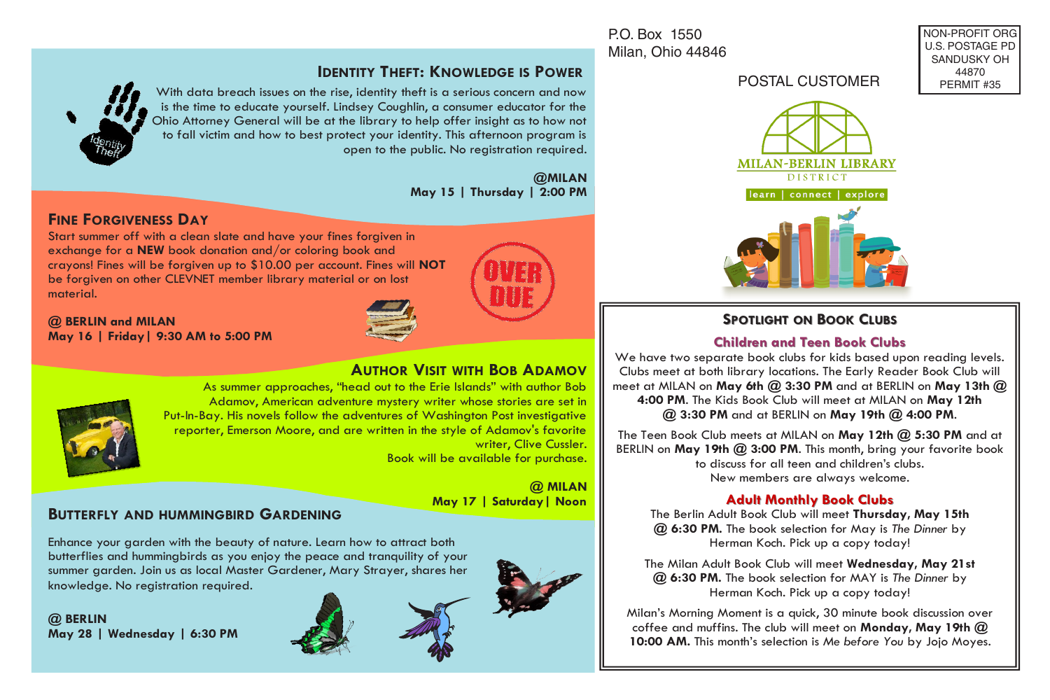P.O. Box 1550
Milan, Ohio 44846

NON-PROFIT ORG
U.S. POSTAGE PD
SANDUSKY OH
44870
PERMIT #35

POSTAL CUSTOMER

MILAN-BERLIN LIBRARY DISTRICT

learn | connect | explore

## Identity Theft: Knowledge is Power

With data breach issues on the rise, identity theft is a serious concern and now is the time to educate yourself. Lindsey Coughlin, a consumer educator for the Ohio Attorney General will be at the library to help offer insight as to how not to fall victim and how to best protect your identity. This afternoon program is open to the public. No registration required.

**@MILAN**
**May 15 | Thursday | 2:00 PM**

## Fine Forgiveness Day

Start summer off with a clean slate and have your fines forgiven in exchange for a **NEW** book donation and/or coloring book and crayons! Fines will be forgiven up to $10.00 per account. Fines will **NOT** be forgiven on other CLEVNET member library material or on lost material.

**@ BERLIN and MILAN**
**May 16 | Friday | 9:30 AM to 5:00 PM**

## Author Visit with Bob Adamov

As summer approaches, "head out to the Erie Islands" with author Bob Adamov, American adventure mystery writer whose stories are set in Put-In-Bay. His novels follow the adventures of Washington Post investigative reporter, Emerson Moore, and are written in the style of Adamov's favorite writer, Clive Cussler.
Book will be available for purchase.

**@ MILAN**
**May 17 | Saturday | Noon**

## Butterfly and Hummingbird Gardening

Enhance your garden with the beauty of nature. Learn how to attract both butterflies and hummingbirds as you enjoy the peace and tranquility of your summer garden. Join us as local Master Gardener, Mary Strayer, shares her knowledge. No registration required.

**@ BERLIN**
**May 28 | Wednesday | 6:30 PM**

## Spotlight on Book Clubs

### Children and Teen Book Clubs

We have two separate book clubs for kids based upon reading levels. Clubs meet at both library locations. The Early Reader Book Club will meet at MILAN on **May 6th @ 3:30 PM** and at BERLIN on **May 13th @ 4:00 PM**. The Kids Book Club will meet at MILAN on **May 12th @ 3:30 PM** and at BERLIN on **May 19th @ 4:00 PM**.

The Teen Book Club meets at MILAN on **May 12th @ 5:30 PM** and at BERLIN on **May 19th @ 3:00 PM**. This month, bring your favorite book to discuss for all teen and children's clubs.
New members are always welcome.

### Adult Monthly Book Clubs

The Berlin Adult Book Club will meet **Thursday, May 15th @ 6:30 PM.** The book selection for May is *The Dinner* by Herman Koch. Pick up a copy today!

The Milan Adult Book Club will meet **Wednesday, May 21st @ 6:30 PM.** The book selection for MAY is *The Dinner* by Herman Koch. Pick up a copy today!

Milan's Morning Moment is a quick, 30 minute book discussion over coffee and muffins. The club will meet on **Monday, May 19th @ 10:00 AM.** This month's selection is *Me before You* by Jojo Moyes.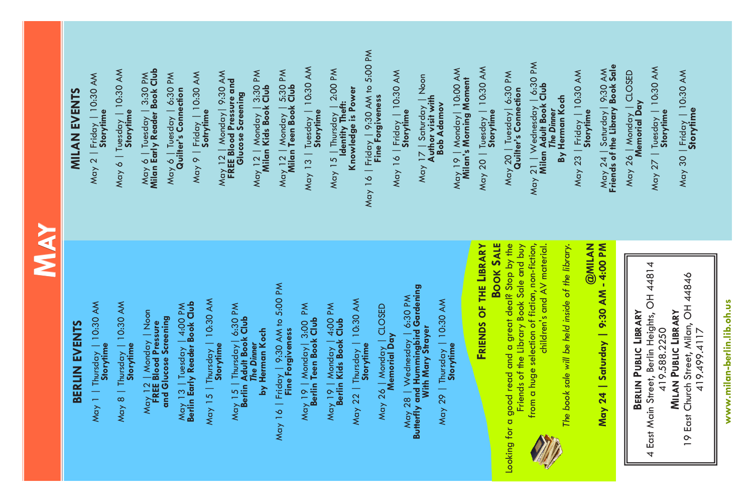# MAY

## BERLIN EVENTS

May 1 | Thursday | 10:30 AM
**Storytime**

May 8 | Thursday | 10:30 AM
**Storytime**

May 12 | Monday | Noon
**FREE Blood Pressure and Glucose Screening**

May 13 | Tuesday | 4:00 PM
**Berlin Early Reader Book Club**

May 15 | Thursday | 10:30 AM
**Storytime**

May 15 | Thursday | 6:30 PM
**Berlin Adult Book Club**
***The Dinner***
**by Herman Koch**

May 16 | Friday | 9:30 AM to 5:00 PM
**Fine Forgiveness**

May 19 | Monday | 3:00 PM
**Berlin Teen Book Club**

May 19 | Monday | 4:00 PM
**Berlin Kids Book Club**

May 22 | Thursday | 10:30 AM
**Storytime**

May 26 | Monday | CLOSED
**Memorial Day**

May 28 | Wednesday | 6:30 PM
**Butterfly and Hummingbird Gardening With Mary Strayer**

May 29 | Thursday | 10:30 AM
**Storytime**

### FRIENDS OF THE LIBRARY BOOK SALE

Looking for a good read and a great deal? Stop by the Friends of the Library Book Sale and buy from a huge selection of fiction, non-fiction, children's and AV material.

*The book sale will be held inside of the library.*

**@MILAN**

**May 24 | Saturday | 9:30 AM - 4:00 PM**

## MILAN EVENTS

May 2 | Friday | 10:30 AM
**Storytime**

May 6 | Tuesday | 10:30 AM
**Storytime**

May 6 | Tuesday | 3:30 PM
**Milan Early Reader Book Club**

May 6 | Tuesday | 6:30 PM
**Quilter's Connection**

May 9 | Friday | 10:30 AM
**Sotrytime**

May 12 | Monday | 9:30 AM
**FREE Blood Pressure and Glucose Screening**

May 12 | Monday | 3:30 PM
**Milan Kids Book Club**

May 12 | Monday | 5:30 PM
**Milan Teen Book Club**

May 13 | Tuesday | 10:30 AM
**Storytime**

May 15 | Thursday | 2:00 PM
**Identity Theft: Knowledge is Power**

May 16 | Friday | 9:30 AM to 5:00 PM
**Fine Forgiveness**

May 16 | Friday | 10:30 AM
**Storytime**

May 17 | Saturday | Noon
**Author visit with Bob Adamov**

May 19 | Monday | 10:00 AM
**Milan's Morning Moment**

May 20 | Tuesday | 10:30 AM
**Storytime**

May 20 | Tuesday | 6:30 PM
**Quilter's Connection**

May 21 | Wednesday | 6:30 PM
**Milan Adult Book Club**
***The Dinner***
**By Herman Koch**

May 23 | Friday | 10:30 AM
**Storytime**

May 24 | Saturday | 9:30 AM
**Friends of the Library Book Sale**

May 26 | Monday | CLOSED
**Memorial Day**

May 27 | Tuesday | 10:30 AM
**Storytime**

May 30 | Friday | 10:30 AM
**Storytime**

**BERLIN PUBLIC LIBRARY**
4 East Main Street, Berlin Heights, OH 44814
419.588.2250

**MILAN PUBLIC LIBRARY**
19 East Church Street, Milan, OH 44846
419.499.4117

**www.milan-berlin.lib.oh.us**